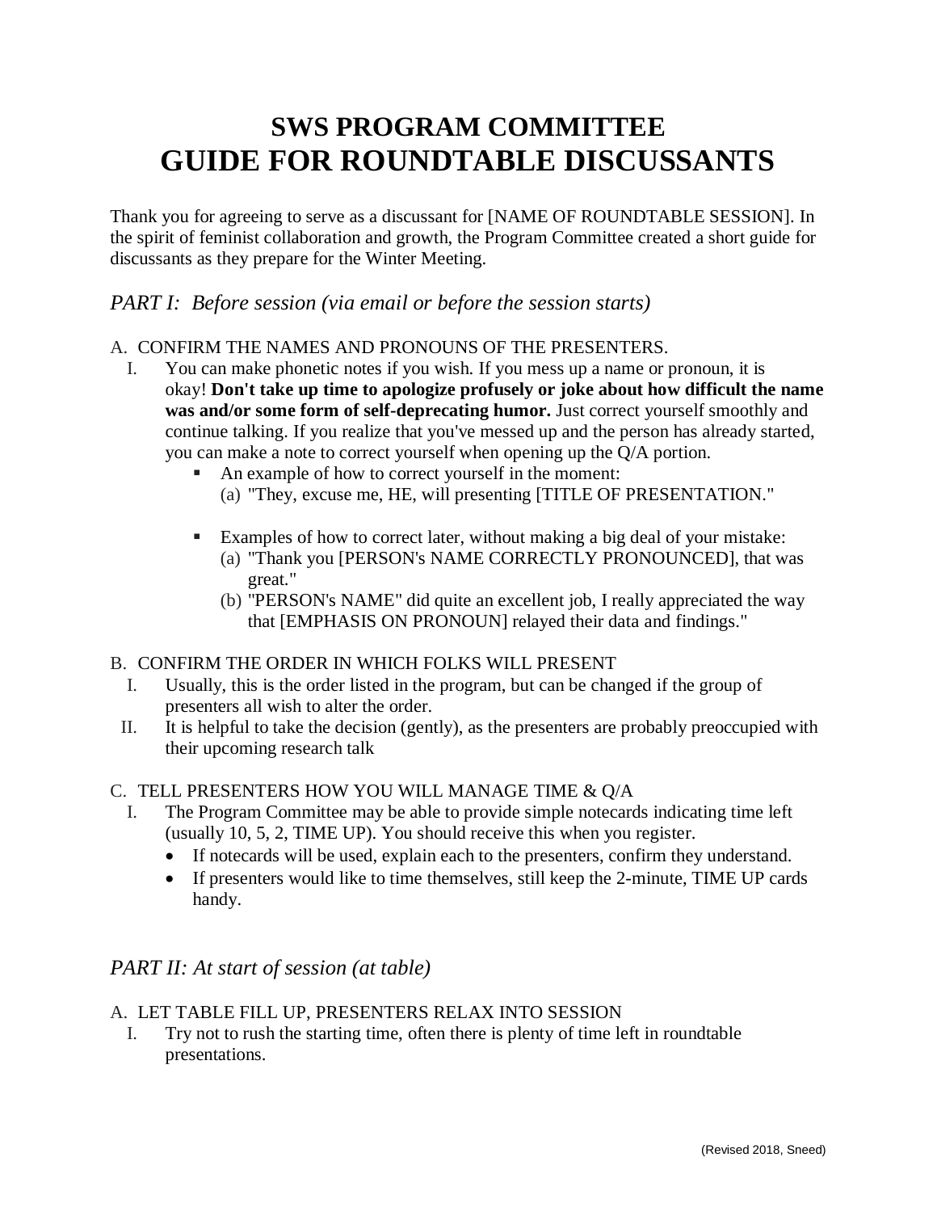# SWS PROGRAM COMMITTEE
# GUIDE FOR ROUNDTABLE DISCUSSANTS

Thank you for agreeing to serve as a discussant for [NAME OF ROUNDTABLE SESSION]. In the spirit of feminist collaboration and growth, the Program Committee created a short guide for discussants as they prepare for the Winter Meeting.

## *PART I: Before session (via email or before the session starts)*

A. CONFIRM THE NAMES AND PRONOUNS OF THE PRESENTERS.

I. You can make phonetic notes if you wish. If you mess up a name or pronoun, it is okay! **Don't take up time to apologize profusely or joke about how difficult the name was and/or some form of self-deprecating humor.** Just correct yourself smoothly and continue talking. If you realize that you've messed up and the person has already started, you can make a note to correct yourself when opening up the Q/A portion.

- An example of how to correct yourself in the moment:
  (a) "They, excuse me, HE, will presenting [TITLE OF PRESENTATION."

- Examples of how to correct later, without making a big deal of your mistake:
  (a) "Thank you [PERSON's NAME CORRECTLY PRONOUNCED], that was great."
  (b) "PERSON's NAME" did quite an excellent job, I really appreciated the way that [EMPHASIS ON PRONOUN] relayed their data and findings."

B. CONFIRM THE ORDER IN WHICH FOLKS WILL PRESENT

I. Usually, this is the order listed in the program, but can be changed if the group of presenters all wish to alter the order.

II. It is helpful to take the decision (gently), as the presenters are probably preoccupied with their upcoming research talk

C. TELL PRESENTERS HOW YOU WILL MANAGE TIME & Q/A

I. The Program Committee may be able to provide simple notecards indicating time left (usually 10, 5, 2, TIME UP). You should receive this when you register.

- If notecards will be used, explain each to the presenters, confirm they understand.
- If presenters would like to time themselves, still keep the 2-minute, TIME UP cards handy.

## *PART II: At start of session (at table)*

A. LET TABLE FILL UP, PRESENTERS RELAX INTO SESSION

I. Try not to rush the starting time, often there is plenty of time left in roundtable presentations.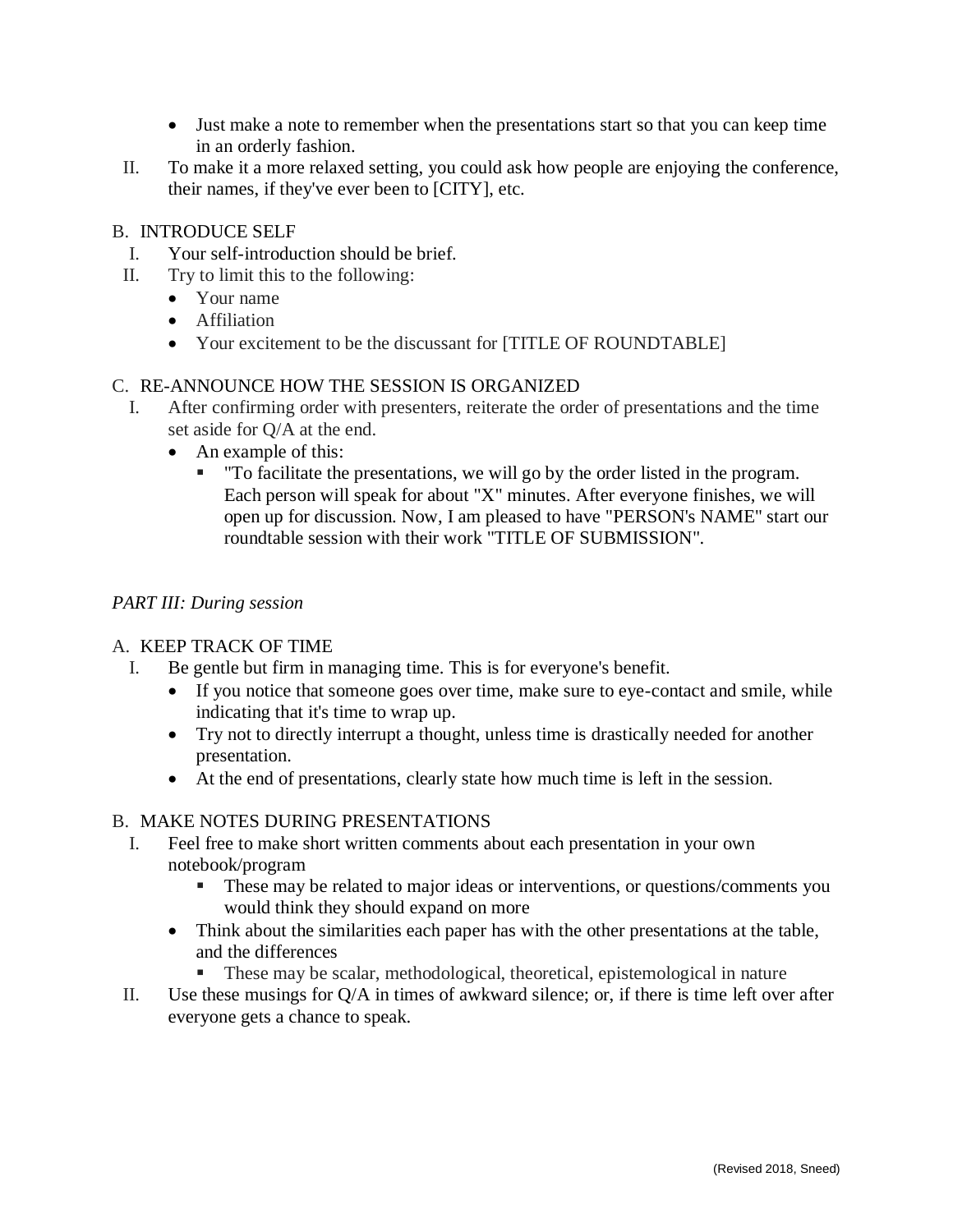- Just make a note to remember when the presentations start so that you can keep time in an orderly fashion.

II. To make it a more relaxed setting, you could ask how people are enjoying the conference, their names, if they've ever been to [CITY], etc.

B. INTRODUCE SELF

I. Your self-introduction should be brief.

II. Try to limit this to the following:

- Your name
- Affiliation
- Your excitement to be the discussant for [TITLE OF ROUNDTABLE]

C. RE-ANNOUNCE HOW THE SESSION IS ORGANIZED

I. After confirming order with presenters, reiterate the order of presentations and the time set aside for Q/A at the end.

- An example of this:
  - "To facilitate the presentations, we will go by the order listed in the program. Each person will speak for about "X" minutes. After everyone finishes, we will open up for discussion. Now, I am pleased to have "PERSON's NAME" start our roundtable session with their work "TITLE OF SUBMISSION".

*PART III: During session*

A. KEEP TRACK OF TIME

I. Be gentle but firm in managing time. This is for everyone's benefit.

- If you notice that someone goes over time, make sure to eye-contact and smile, while indicating that it's time to wrap up.
- Try not to directly interrupt a thought, unless time is drastically needed for another presentation.
- At the end of presentations, clearly state how much time is left in the session.

B. MAKE NOTES DURING PRESENTATIONS

I. Feel free to make short written comments about each presentation in your own notebook/program

- These may be related to major ideas or interventions, or questions/comments you would think they should expand on more

- Think about the similarities each paper has with the other presentations at the table, and the differences
  - These may be scalar, methodological, theoretical, epistemological in nature

II. Use these musings for Q/A in times of awkward silence; or, if there is time left over after everyone gets a chance to speak.

(Revised 2018, Sneed)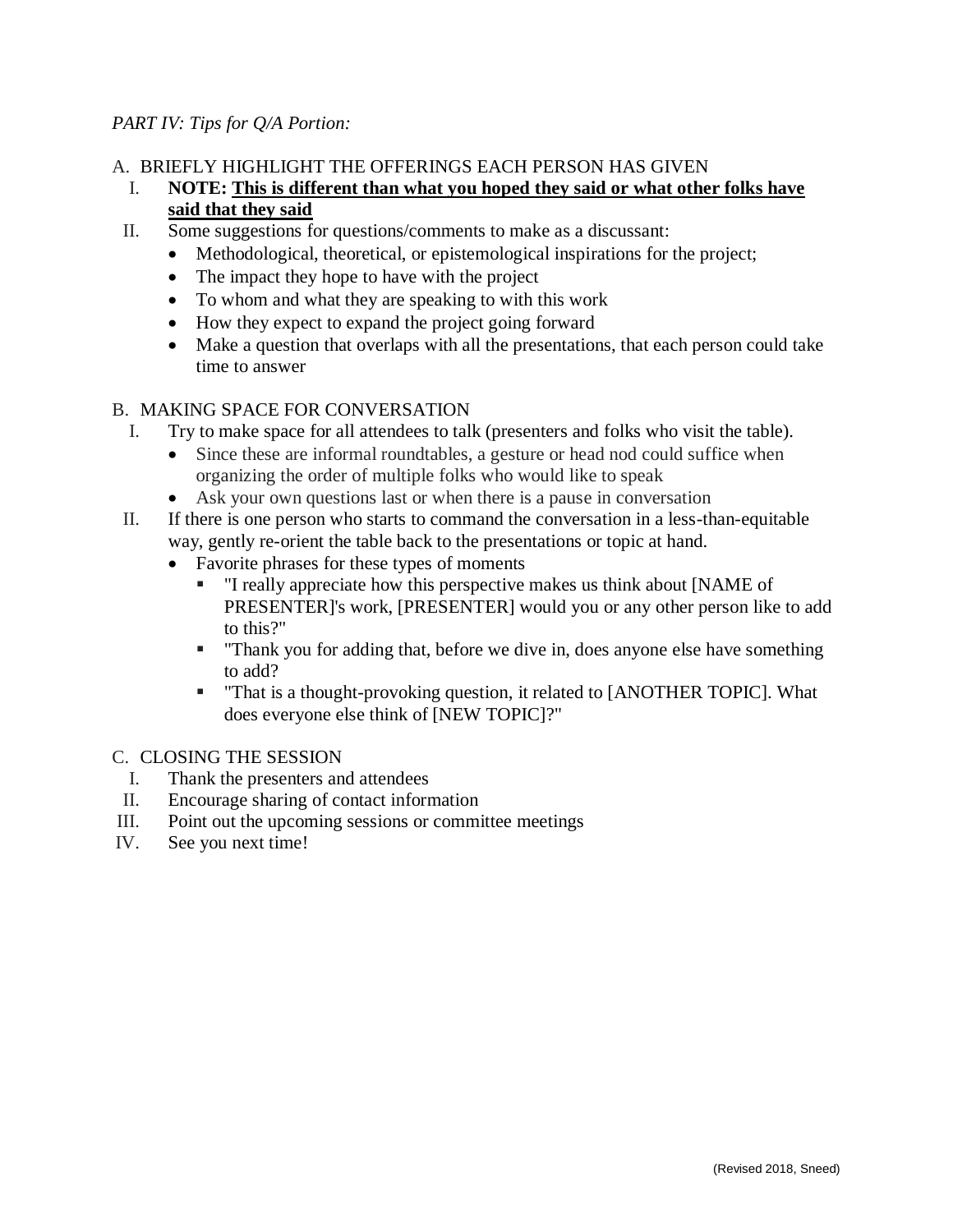*PART IV: Tips for Q/A Portion:*

A. BRIEFLY HIGHLIGHT THE OFFERINGS EACH PERSON HAS GIVEN

  I. **NOTE: <u>This is different than what you hoped they said or what other folks have said that they said</u>**

  II. Some suggestions for questions/comments to make as a discussant:
  - Methodological, theoretical, or epistemological inspirations for the project;
  - The impact they hope to have with the project
  - To whom and what they are speaking to with this work
  - How they expect to expand the project going forward
  - Make a question that overlaps with all the presentations, that each person could take time to answer

B. MAKING SPACE FOR CONVERSATION

  I. Try to make space for all attendees to talk (presenters and folks who visit the table).
  - Since these are informal roundtables, a gesture or head nod could suffice when organizing the order of multiple folks who would like to speak
  - Ask your own questions last or when there is a pause in conversation

  II. If there is one person who starts to command the conversation in a less-than-equitable way, gently re-orient the table back to the presentations or topic at hand.
  - Favorite phrases for these types of moments
    - "I really appreciate how this perspective makes us think about [NAME of PRESENTER]'s work, [PRESENTER] would you or any other person like to add to this?"
    - "Thank you for adding that, before we dive in, does anyone else have something to add?
    - "That is a thought-provoking question, it related to [ANOTHER TOPIC]. What does everyone else think of [NEW TOPIC]?"

C. CLOSING THE SESSION

  I. Thank the presenters and attendees

  II. Encourage sharing of contact information

  III. Point out the upcoming sessions or committee meetings

  IV. See you next time!

(Revised 2018, Sneed)